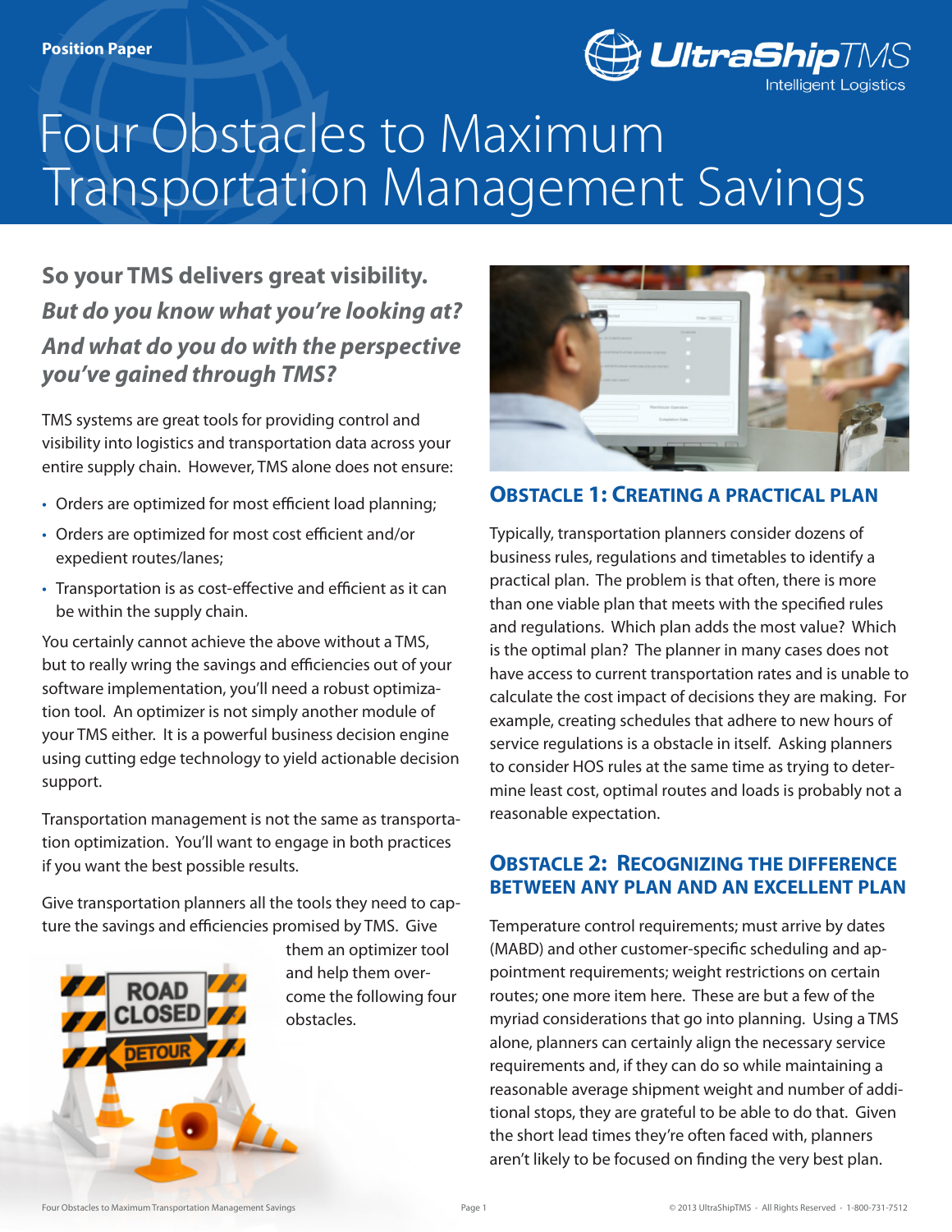Position Paper

# Four Obstacles to Maximum Transportation Management Savings

### **So your TMS delivers great visibility.** ***But do you know what you're looking at? And what do you do with the perspective you've gained through TMS?***

TMS systems are great tools for providing control and visibility into logistics and transportation data across your entire supply chain. However, TMS alone does not ensure:

- Orders are optimized for most efficient load planning;
- Orders are optimized for most cost efficient and/or expedient routes/lanes;
- Transportation is as cost-effective and efficient as it can be within the supply chain.

You certainly cannot achieve the above without a TMS, but to really wring the savings and efficiencies out of your software implementation, you'll need a robust optimization tool. An optimizer is not simply another module of your TMS either. It is a powerful business decision engine using cutting edge technology to yield actionable decision support.

Transportation management is not the same as transportation optimization. You'll want to engage in both practices if you want the best possible results.

Give transportation planners all the tools they need to capture the savings and efficiencies promised by TMS. Give them an optimizer tool and help them overcome the following four obstacles.

## Obstacle 1: Creating a Practical Plan

Typically, transportation planners consider dozens of business rules, regulations and timetables to identify a practical plan. The problem is that often, there is more than one viable plan that meets with the specified rules and regulations. Which plan adds the most value? Which is the optimal plan? The planner in many cases does not have access to current transportation rates and is unable to calculate the cost impact of decisions they are making. For example, creating schedules that adhere to new hours of service regulations is a obstacle in itself. Asking planners to consider HOS rules at the same time as trying to determine least cost, optimal routes and loads is probably not a reasonable expectation.

## Obstacle 2: Recognizing the Difference Between Any Plan and an Excellent Plan

Temperature control requirements; must arrive by dates (MABD) and other customer-specific scheduling and appointment requirements; weight restrictions on certain routes; one more item here. These are but a few of the myriad considerations that go into planning. Using a TMS alone, planners can certainly align the necessary service requirements and, if they can do so while maintaining a reasonable average shipment weight and number of additional stops, they are grateful to be able to do that. Given the short lead times they're often faced with, planners aren't likely to be focused on finding the very best plan.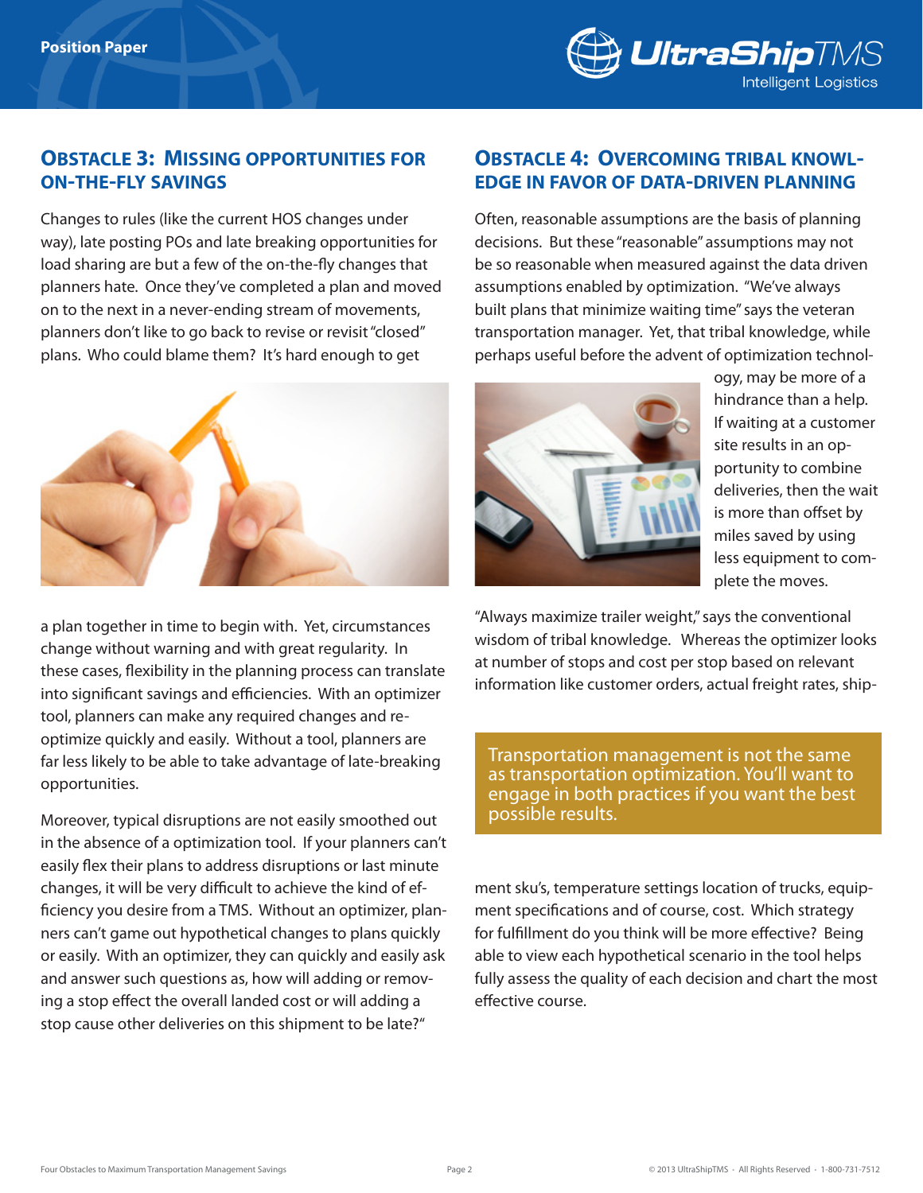## Obstacle 3: Missing Opportunities for On-the-Fly Savings

Changes to rules (like the current HOS changes under way), late posting POs and late breaking opportunities for load sharing are but a few of the on-the-fly changes that planners hate. Once they've completed a plan and moved on to the next in a never-ending stream of movements, planners don't like to go back to revise or revisit "closed" plans. Who could blame them? It's hard enough to get a plan together in time to begin with. Yet, circumstances change without warning and with great regularity. In these cases, flexibility in the planning process can translate into significant savings and efficiencies. With an optimizer tool, planners can make any required changes and re-optimize quickly and easily. Without a tool, planners are far less likely to be able to take advantage of late-breaking opportunities.

Moreover, typical disruptions are not easily smoothed out in the absence of a optimization tool. If your planners can't easily flex their plans to address disruptions or last minute changes, it will be very difficult to achieve the kind of efficiency you desire from a TMS. Without an optimizer, planners can't game out hypothetical changes to plans quickly or easily. With an optimizer, they can quickly and easily ask and answer such questions as, how will adding or removing a stop effect the overall landed cost or will adding a stop cause other deliveries on this shipment to be late?"

## Obstacle 4: Overcoming Tribal Knowledge in Favor of Data-Driven Planning

Often, reasonable assumptions are the basis of planning decisions. But these "reasonable" assumptions may not be so reasonable when measured against the data driven assumptions enabled by optimization. "We've always built plans that minimize waiting time" says the veteran transportation manager. Yet, that tribal knowledge, while perhaps useful before the advent of optimization technology, may be more of a hindrance than a help. If waiting at a customer site results in an opportunity to combine deliveries, then the wait is more than offset by miles saved by using less equipment to complete the moves.

"Always maximize trailer weight," says the conventional wisdom of tribal knowledge. Whereas the optimizer looks at number of stops and cost per stop based on relevant information like customer orders, actual freight rates, shipment sku's, temperature settings location of trucks, equipment specifications and of course, cost. Which strategy for fulfillment do you think will be more effective? Being able to view each hypothetical scenario in the tool helps fully assess the quality of each decision and chart the most effective course.

> Transportation management is not the same as transportation optimization. You'll want to engage in both practices if you want the best possible results.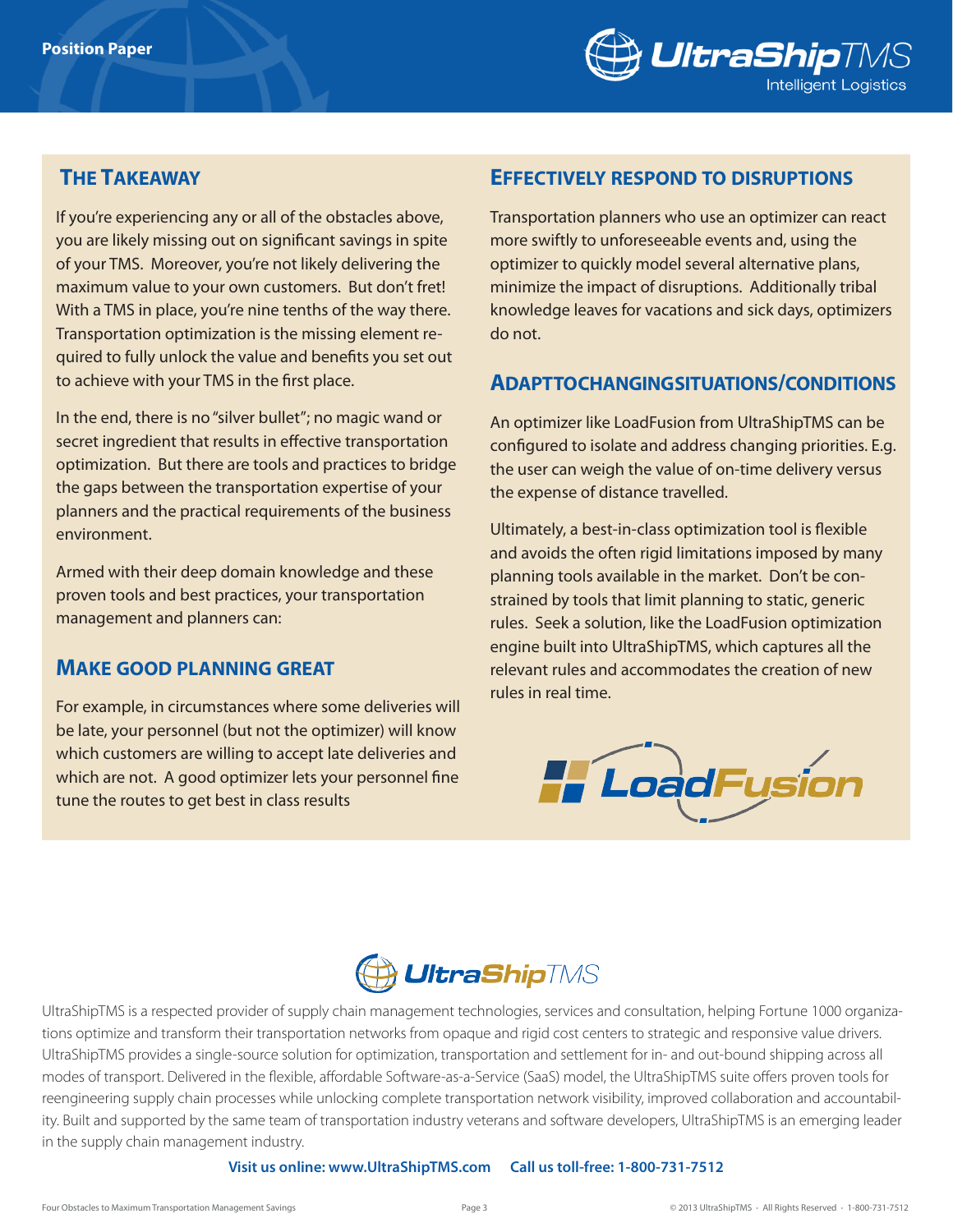Position Paper

## The Takeaway

If you're experiencing any or all of the obstacles above, you are likely missing out on significant savings in spite of your TMS. Moreover, you're not likely delivering the maximum value to your own customers. But don't fret! With a TMS in place, you're nine tenths of the way there. Transportation optimization is the missing element required to fully unlock the value and benefits you set out to achieve with your TMS in the first place.

In the end, there is no "silver bullet"; no magic wand or secret ingredient that results in effective transportation optimization. But there are tools and practices to bridge the gaps between the transportation expertise of your planners and the practical requirements of the business environment.

Armed with their deep domain knowledge and these proven tools and best practices, your transportation management and planners can:

## Make good planning great

For example, in circumstances where some deliveries will be late, your personnel (but not the optimizer) will know which customers are willing to accept late deliveries and which are not. A good optimizer lets your personnel fine tune the routes to get best in class results

## Effectively respond to disruptions

Transportation planners who use an optimizer can react more swiftly to unforeseeable events and, using the optimizer to quickly model several alternative plans, minimize the impact of disruptions. Additionally tribal knowledge leaves for vacations and sick days, optimizers do not.

## Adapttochangingsituations/conditions

An optimizer like LoadFusion from UltraShipTMS can be configured to isolate and address changing priorities. E.g. the user can weigh the value of on-time delivery versus the expense of distance travelled.

Ultimately, a best-in-class optimization tool is flexible and avoids the often rigid limitations imposed by many planning tools available in the market. Don't be constrained by tools that limit planning to static, generic rules. Seek a solution, like the LoadFusion optimization engine built into UltraShipTMS, which captures all the relevant rules and accommodates the creation of new rules in real time.

LoadFusion

UltraShipTMS

UltraShipTMS is a respected provider of supply chain management technologies, services and consultation, helping Fortune 1000 organizations optimize and transform their transportation networks from opaque and rigid cost centers to strategic and responsive value drivers. UltraShipTMS provides a single-source solution for optimization, transportation and settlement for in- and out-bound shipping across all modes of transport. Delivered in the flexible, affordable Software-as-a-Service (SaaS) model, the UltraShipTMS suite offers proven tools for reengineering supply chain processes while unlocking complete transportation network visibility, improved collaboration and accountability. Built and supported by the same team of transportation industry veterans and software developers, UltraShipTMS is an emerging leader in the supply chain management industry.

**Visit us online: www.UltraShipTMS.com Call us toll-free: 1-800-731-7512**